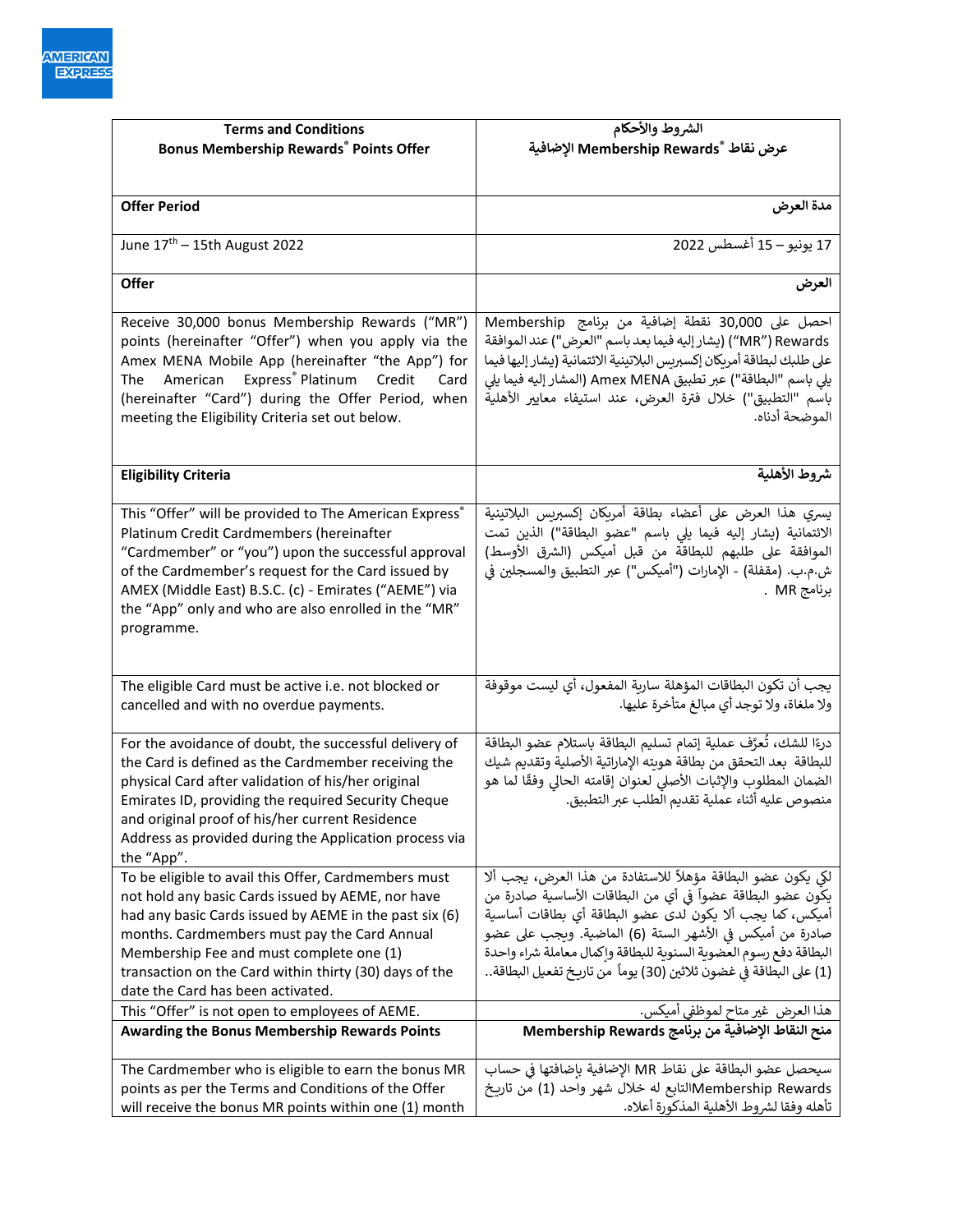| Terms and Conditions<br>Bonus Membership Rewards® Points Offer | الشروط والأحكام<br>عرض نقاط ®Membership Rewards الإضافية |
|---|---|
| **Offer Period** | **مدة العرض** |
| June 17th – 15th August 2022 | 17 يونيو – 15 أغسطس 2022 |
| **Offer** | **العرض** |
| Receive 30,000 bonus Membership Rewards (“MR”) points (hereinafter “Offer”) when you apply via the Amex MENA Mobile App (hereinafter “the App”) for The American Express® Platinum Credit Card (hereinafter “Card”) during the Offer Period, when meeting the Eligibility Criteria set out below. | احصل على 30,000 نقطة إضافية من برنامج Membership Rewards (”MR“) (يشار إليه فيما بعد باسم "العرض") عند الموافقة على طلبك لبطاقة أمريكان إكسبريس البلاتينية الائتمانية (يشار إليها فيما يلي باسم "البطاقة") عبر تطبيق Amex MENA (المشار إليه فيما يلي باسم "التطبيق") خلال فترة العرض، عند استيفاء معايير الأهلية الموضحة أدناه. |
| **Eligibility Criteria** | **شروط الأهلية** |
| This “Offer” will be provided to The American Express® Platinum Credit Cardmembers (hereinafter “Cardmember” or “you”) upon the successful approval of the Cardmember’s request for the Card issued by AMEX (Middle East) B.S.C. (c) - Emirates (“AEME”) via the “App” only and who are also enrolled in the “MR” programme. | يسري هذا العرض على أعضاء بطاقة أمريكان إكسبريس البلاتينية الائتمانية (يشار إليه فيما يلي باسم "عضو البطاقة") الذين تمت الموافقة على طلبهم للبطاقة من قبل أميكس (الشرق الأوسط) ش.م.ب. (مقفلة) - الإمارات ("أميكس") عبر التطبيق والمسجلين في برنامج MR . |
| The eligible Card must be active i.e. not blocked or cancelled and with no overdue payments. | يجب أن تكون البطاقات المؤهلة سارية المفعول، أي ليست موقوفة ولا ملغاة، ولا توجد أي مبالغ متأخرة عليها. |
| For the avoidance of doubt, the successful delivery of the Card is defined as the Cardmember receiving the physical Card after validation of his/her original Emirates ID, providing the required Security Cheque and original proof of his/her current Residence Address as provided during the Application process via the “App”. | درءًا للشك، تُعرَّف عملية إتمام تسليم البطاقة باستلام عضو البطاقة للبطاقة بعد التحقق من بطاقة هويته الإماراتية الأصلية وتقديم شيك الضمان المطلوب والإثبات الأصلي لعنوان إقامته الحالي وفقًا لما هو منصوص عليه أثناء عملية تقديم الطلب عبر التطبيق. |
| To be eligible to avail this Offer, Cardmembers must not hold any basic Cards issued by AEME, nor have had any basic Cards issued by AEME in the past six (6) months. Cardmembers must pay the Card Annual Membership Fee and must complete one (1) transaction on the Card within thirty (30) days of the date the Card has been activated. | لكي يكون عضو البطاقة مؤهلاً للاستفادة من هذا العرض، يجب ألا يكون عضو البطاقة عضواً في أي من البطاقات الأساسية صادرة من أميكس، كما يجب ألا يكون لدى عضو البطاقة أي بطاقات أساسية صادرة من أميكس في الأشهر الستة (6) الماضية. ويجب على عضو البطاقة دفع رسوم العضوية السنوية للبطاقة وإكمال معاملة شراء واحدة (1) على البطاقة في غضون ثلاثين (30) يوماً من تاريخ تفعيل البطاقة.. |
| This “Offer” is not open to employees of AEME. | هذا العرض غير متاح لموظفي أميكس. |
| **Awarding the Bonus Membership Rewards Points** | **منح النقاط الإضافية من برنامج Membership Rewards** |
| The Cardmember who is eligible to earn the bonus MR points as per the Terms and Conditions of the Offer will receive the bonus MR points within one (1) month | سيحصل عضو البطاقة على نقاط MR الإضافية بإضافتها في حساب Membership Rewardsالتابع له خلال شهر واحد (1) من تاريخ تأهله وفقا لشروط الأهلية المذكورة أعلاه. |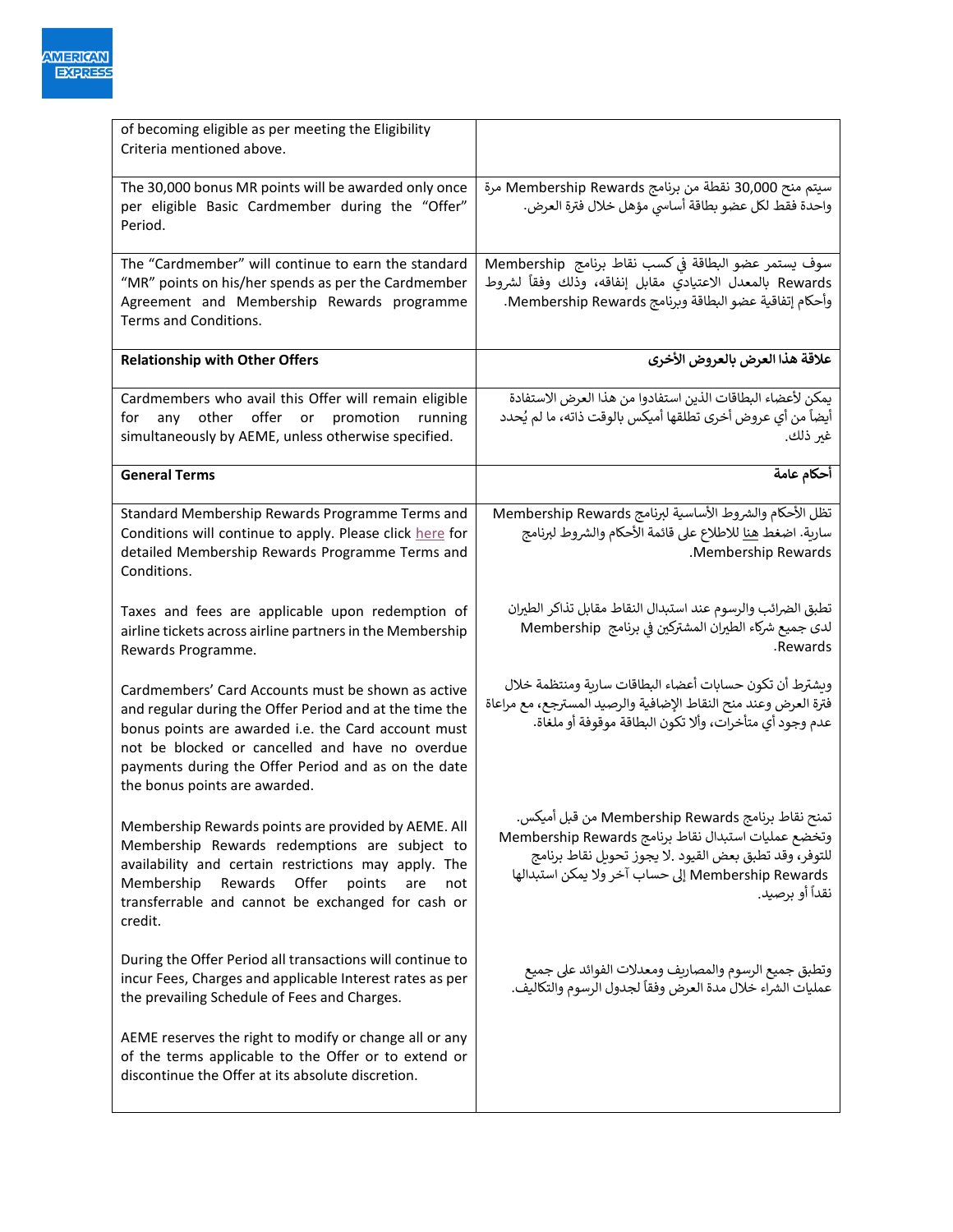| of becoming eligible as per meeting the Eligibility Criteria mentioned above. | |
|---|---|
| The 30,000 bonus MR points will be awarded only once per eligible Basic Cardmember during the "Offer" Period. | سيتم منح 30,000 نقطة من برنامج Membership Rewards مرة واحدة فقط لكل عضو بطاقة أساسي مؤهل خلال فترة العرض. |
| The "Cardmember" will continue to earn the standard "MR" points on his/her spends as per the Cardmember Agreement and Membership Rewards programme Terms and Conditions. | سوف يستمر عضو البطاقة في كسب نقاط برنامج Membership Rewards بالمعدل الاعتيادي مقابل إنفاقه، وذلك وفقاً لشروط وأحكام إتفاقية عضو البطاقة وبرنامج Membership Rewards. |
| **Relationship with Other Offers** | **علاقة هذا العرض بالعروض الأخرى** |
| Cardmembers who avail this Offer will remain eligible for any other offer or promotion running simultaneously by AEME, unless otherwise specified. | يمكن لأعضاء البطاقات الذين استفادوا من هذا العرض الاستفادة أيضاً من أي عروض أخرى تطلقها أميكس بالوقت ذاته، ما لم يُحدد غير ذلك. |
| **General Terms** | **أحكام عامة** |
| Standard Membership Rewards Programme Terms and Conditions will continue to apply. Please click here for detailed Membership Rewards Programme Terms and Conditions.<br><br>Taxes and fees are applicable upon redemption of airline tickets across airline partners in the Membership Rewards Programme.<br><br>Cardmembers' Card Accounts must be shown as active and regular during the Offer Period and at the time the bonus points are awarded i.e. the Card account must not be blocked or cancelled and have no overdue payments during the Offer Period and as on the date the bonus points are awarded.<br><br>Membership Rewards points are provided by AEME. All Membership Rewards redemptions are subject to availability and certain restrictions may apply. The Membership Rewards Offer points are not transferrable and cannot be exchanged for cash or credit.<br><br>During the Offer Period all transactions will continue to incur Fees, Charges and applicable Interest rates as per the prevailing Schedule of Fees and Charges.<br><br>AEME reserves the right to modify or change all or any of the terms applicable to the Offer or to extend or discontinue the Offer at its absolute discretion. | تظل الأحكام والشروط الأساسية لبرنامج Membership Rewards سارية. اضغط هنا للاطلاع على قائمة الأحكام والشروط لبرنامج Membership Rewards.<br><br>تطبق الضرائب والرسوم عند استبدال النقاط مقابل تذاكر الطيران لدى جميع شركاء الطيران المشتركين في برنامج Membership Rewards.<br><br>ويشترط أن تكون حسابات أعضاء البطاقات سارية ومنتظمة خلال فترة العرض وعند منح النقاط الإضافية والرصيد المسترجع، مع مراعاة عدم وجود أي متأخرات، وألا تكون البطاقة موقوفة أو ملغاة.<br><br>تمنح نقاط برنامج Membership Rewards من قبل أميكس. وتخضع عمليات استبدال نقاط برنامج Membership Rewards للتوفر، وقد تطبق بعض القيود. لا يجوز تحويل نقاط برنامج Membership Rewards إلى حساب آخر ولا يمكن استبدالها نقداً أو برصيد.<br><br>وتطبق جميع الرسوم والمصاريف ومعدلات الفوائد على جميع عمليات الشراء خلال مدة العرض وفقاً لجدول الرسوم والتكاليف. |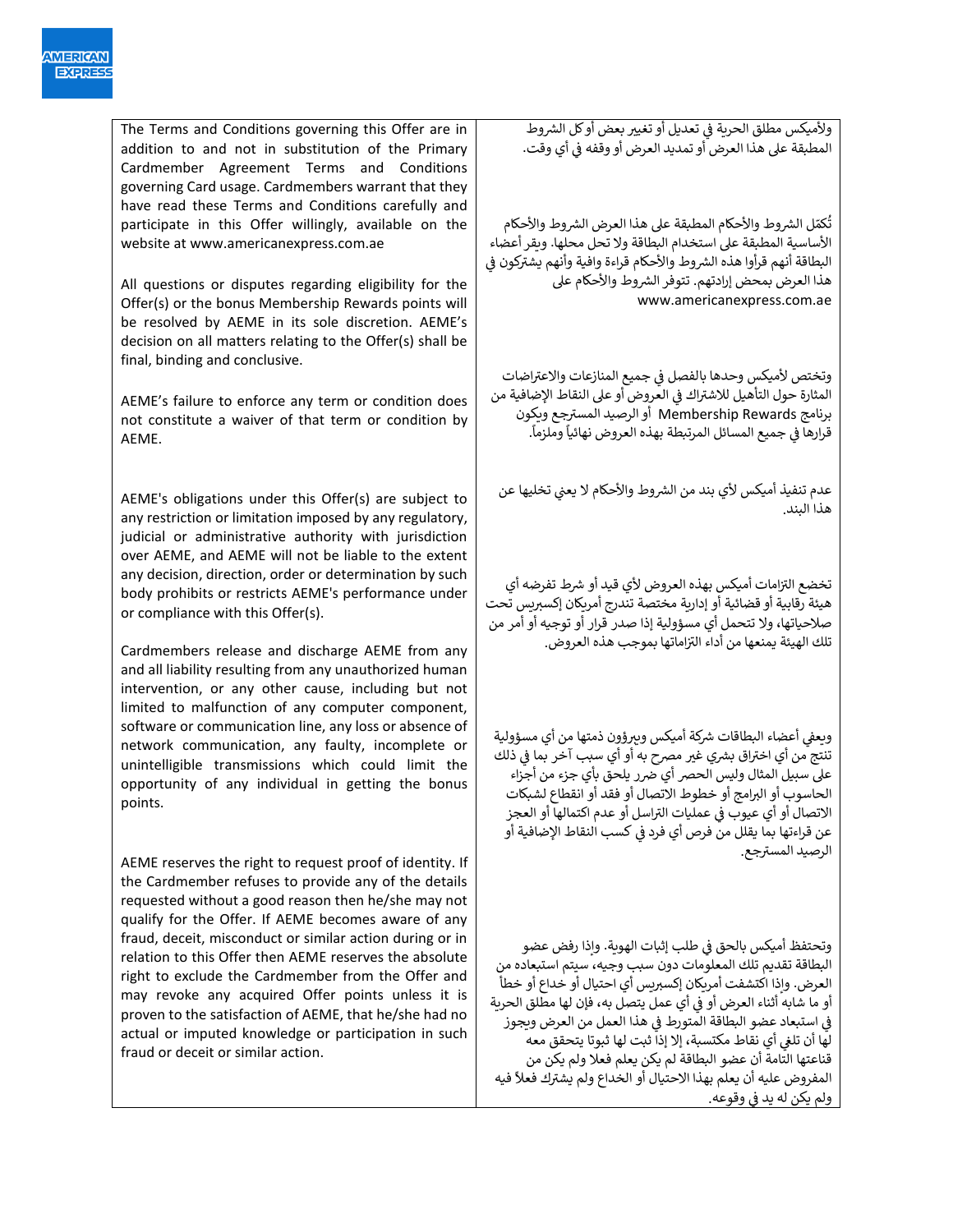| The Terms and Conditions governing this Offer are in addition to and not in substitution of the Primary Cardmember Agreement Terms and Conditions governing Card usage. Cardmembers warrant that they have read these Terms and Conditions carefully and participate in this Offer willingly, available on the website at www.americanexpress.com.ae | ولأميكس مطلق الحرية في تعديل أو تغيير بعض أو كل الشروط المطبقة على هذا العرض أو تمديد العرض أو وقفه في أي وقت.<br><br>تُكمّل الشروط والأحكام المطبقة على هذا العرض الشروط والأحكام الأساسية المطبقة على استخدام البطاقة ولا تحل محلها. ويقر أعضاء البطاقة أنهم قرأوا هذه الشروط والأحكام قراءة وافية وأنهم يشتركون في هذا العرض بمحض إرادتهم. تتوفر الشروط والأحكام على www.americanexpress.com.ae |
|---|---|
| All questions or disputes regarding eligibility for the Offer(s) or the bonus Membership Rewards points will be resolved by AEME in its sole discretion. AEME's decision on all matters relating to the Offer(s) shall be final, binding and conclusive. | وتختص لأميكس وحدها بالفصل في جميع المنازعات والاعتراضات المثارة حول التأهيل للاشتراك في العروض أو على النقاط الإضافية من برنامج Membership Rewards أو الرصيد المسترجع ويكون قرارها في جميع المسائل المرتبطة بهذه العروض نهائياً وملزماً. |
| AEME's failure to enforce any term or condition does not constitute a waiver of that term or condition by AEME. | عدم تنفيذ أميكس لأي بند من الشروط والأحكام لا يعني تخليها عن هذا البند. |
| AEME's obligations under this Offer(s) are subject to any restriction or limitation imposed by any regulatory, judicial or administrative authority with jurisdiction over AEME, and AEME will not be liable to the extent any decision, direction, order or determination by such body prohibits or restricts AEME's performance under or compliance with this Offer(s). | تخضع التزامات أميكس بهذه العروض لأي قيد أو شرط تفرضه أي هيئة رقابية أو قضائية أو إدارية مختصة تندرج أمريكان إكسبريس تحت صلاحياتها، ولا تتحمل أي مسؤولية إذا صدر قرار أو توجيه أو أمر من تلك الهيئة يمنعها من أداء التزاماتها بموجب هذه العروض. |
| Cardmembers release and discharge AEME from any and all liability resulting from any unauthorized human intervention, or any other cause, including but not limited to malfunction of any computer component, software or communication line, any loss or absence of network communication, any faulty, incomplete or unintelligible transmissions which could limit the opportunity of any individual in getting the bonus points. | ويعفي أعضاء البطاقات شركة أميكس ويبرؤون ذمتها من أي مسؤولية تنتج من أي اختراق بشري غير مصرح به أو أي سبب آخر بما في ذلك على سبيل المثال وليس الحصر أي ضرر يلحق بأي جزء من أجزاء الحاسوب أو البرامج أو خطوط الاتصال أو فقد أو انقطاع لشبكات الاتصال أو أي عيوب في عمليات التراسل أو عدم اكتمالها أو العجز عن قراءتها بما يقلل من فرص أي فرد في كسب النقاط الإضافية أو الرصيد المسترجع. |
| AEME reserves the right to request proof of identity. If the Cardmember refuses to provide any of the details requested without a good reason then he/she may not qualify for the Offer. If AEME becomes aware of any fraud, deceit, misconduct or similar action during or in relation to this Offer then AEME reserves the absolute right to exclude the Cardmember from the Offer and may revoke any acquired Offer points unless it is proven to the satisfaction of AEME, that he/she had no actual or imputed knowledge or participation in such fraud or deceit or similar action. | وتحتفظ أميكس بالحق في طلب إثبات الهوية. وإذا رفض عضو البطاقة تقديم تلك المعلومات دون سبب وجيه، سيتم استبعاده من العرض. وإذا اكتشفت أمريكان إكسبريس أي احتيال أو خداع أو خطأ أو ما شابه أثناء العرض أو في أي عمل يتصل به، فإن لها مطلق الحرية في استبعاد عضو البطاقة المتورط في هذا العمل من العرض ويجوز لها أن تلغي أي نقاط مكتسبة، إلا إذا ثبت لها ثبوتا تتحقق معه قناعتها التامة أن عضو البطاقة لم يكن يعلم فعلا ولم يكن من المفروض عليه أن يعلم بهذا الاحتيال أو الخداع ولم يشترك فعلاً فيه ولم يكن له يد في وقوعه. |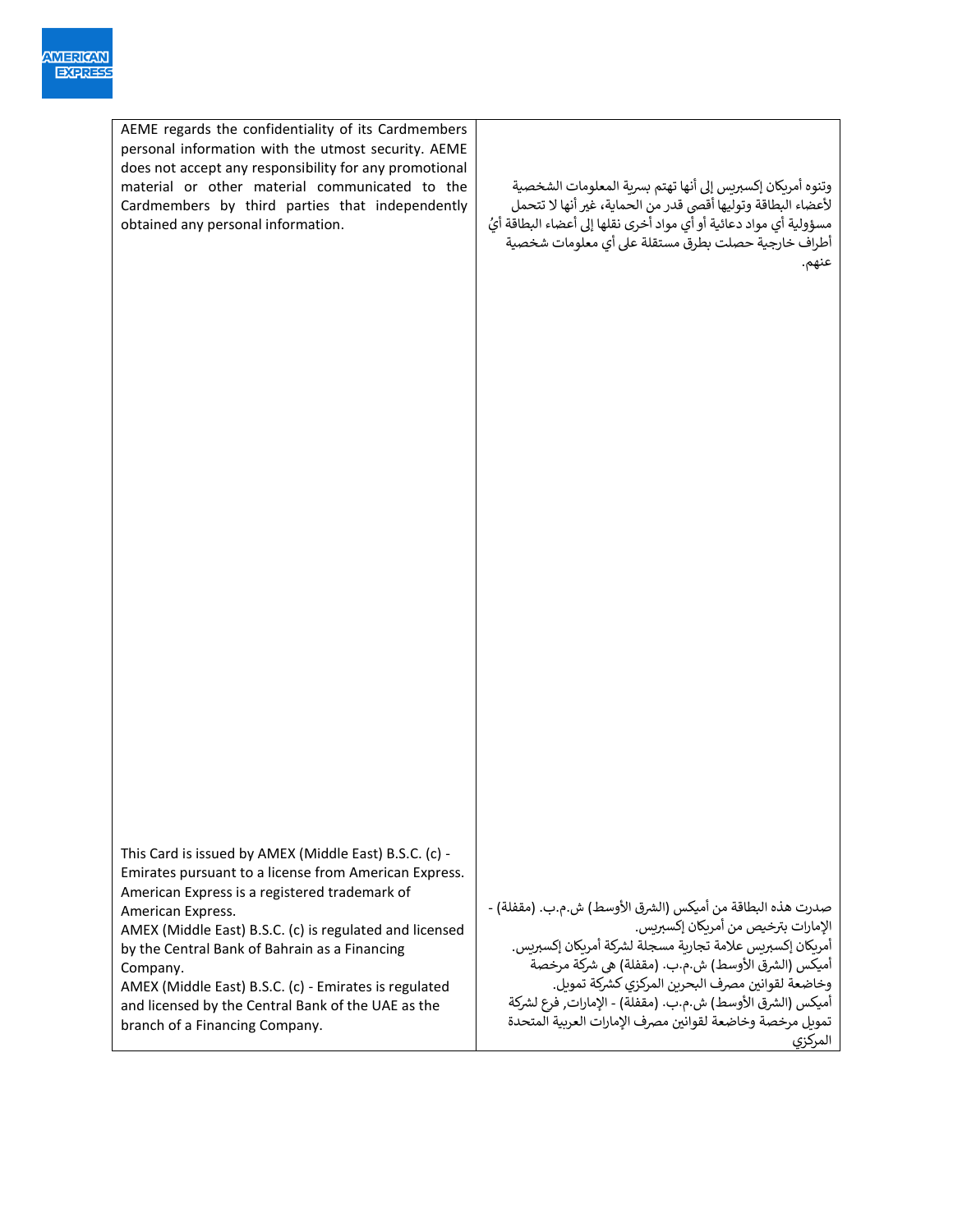| | |
|---|---|
| AEME regards the confidentiality of its Cardmembers personal information with the utmost security. AEME does not accept any responsibility for any promotional material or other material communicated to the Cardmembers by third parties that independently obtained any personal information. | وتنوه أمريكان إكسبريس إلى أنها تهتم بسرية المعلومات الشخصية لأعضاء البطاقة وتوليها أقصى قدر من الحماية، غير أنها لا تتحمل مسؤولية أي مواد دعائية أو أي مواد أخرى نقلها إلى أعضاء البطاقة أيُ أطراف خارجية حصلت بطرق مستقلة على أي معلومات شخصية عنهم. |
| This Card is issued by AMEX (Middle East) B.S.C. (c) - Emirates pursuant to a license from American Express. American Express is a registered trademark of American Express. AMEX (Middle East) B.S.C. (c) is regulated and licensed by the Central Bank of Bahrain as a Financing Company. AMEX (Middle East) B.S.C. (c) - Emirates is regulated and licensed by the Central Bank of the UAE as the branch of a Financing Company. | صدرت هذه البطاقة من أميكس (الشرق الأوسط) ش.م.ب. (مقفلة) - الإمارات بترخيص من أمريكان إكسبريس. أمريكان إكسبريس علامة تجارية مسجلة لشركة أمريكان إكسبريس. أميكس (الشرق الأوسط) ش.م.ب. (مقفلة) هي شركة مرخصة وخاضعة لقوانين مصرف البحرين المركزي كشركة تمويل. أميكس (الشرق الأوسط) ش.م.ب. (مقفلة) - الإمارات, فرع لشركة تمويل مرخصة وخاضعة لقوانين مصرف الإمارات العربية المتحدة المركزي |